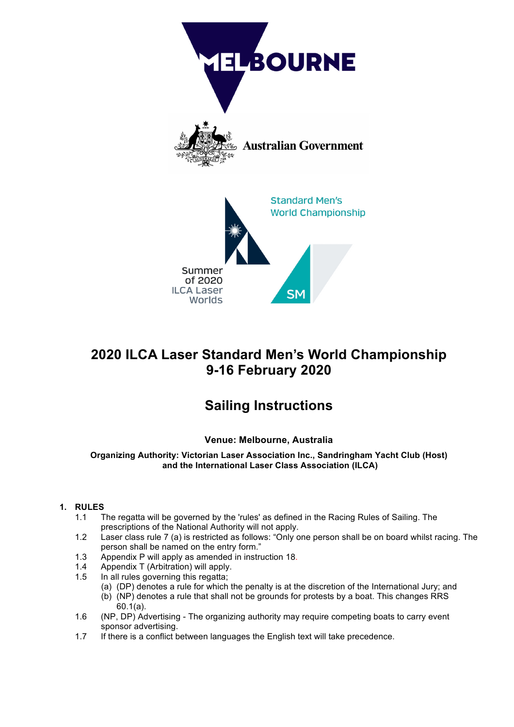# 2020 ILCA Laser Standard Men's World Championship
# 9-16 February 2020

## Sailing Instructions

**Venue: Melbourne, Australia**

**Organizing Authority: Victorian Laser Association Inc., Sandringham Yacht Club (Host) and the International Laser Class Association (ILCA)**

### 1. RULES

1.1 The regatta will be governed by the 'rules' as defined in the Racing Rules of Sailing. The prescriptions of the National Authority will not apply.

1.2 Laser class rule 7 (a) is restricted as follows: "Only one person shall be on board whilst racing. The person shall be named on the entry form."

1.3 Appendix P will apply as amended in instruction 18.

1.4 Appendix T (Arbitration) will apply.

1.5 In all rules governing this regatta;
- (a) (DP) denotes a rule for which the penalty is at the discretion of the International Jury; and
- (b) (NP) denotes a rule that shall not be grounds for protests by a boat. This changes RRS 60.1(a).

1.6 (NP, DP) Advertising - The organizing authority may require competing boats to carry event sponsor advertising.

1.7 If there is a conflict between languages the English text will take precedence.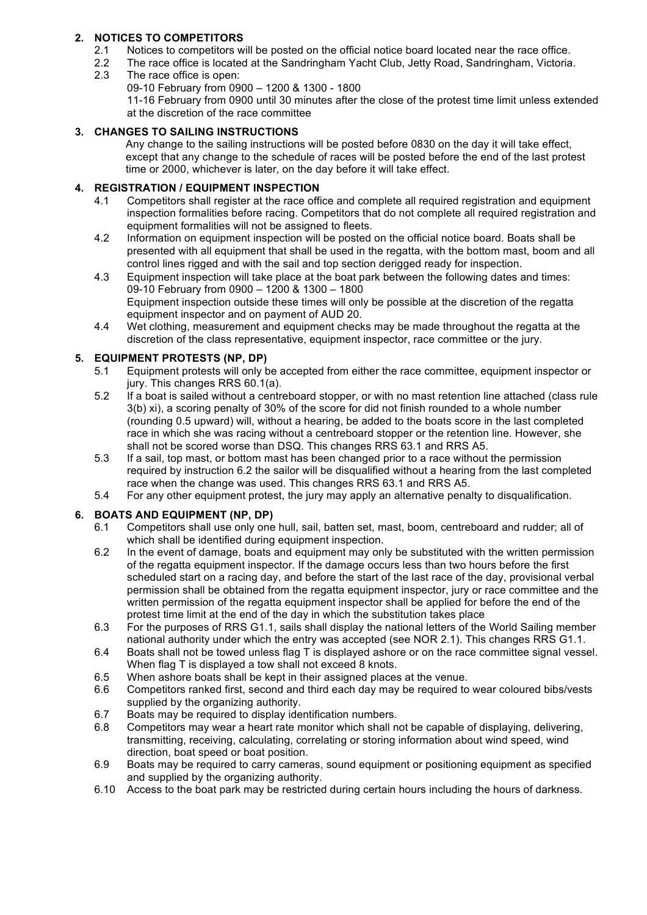## 2. NOTICES TO COMPETITORS

2.1 Notices to competitors will be posted on the official notice board located near the race office.

2.2 The race office is located at the Sandringham Yacht Club, Jetty Road, Sandringham, Victoria.

2.3 The race office is open:
09-10 February from 0900 – 1200 & 1300 - 1800
11-16 February from 0900 until 30 minutes after the close of the protest time limit unless extended at the discretion of the race committee

## 3. CHANGES TO SAILING INSTRUCTIONS

Any change to the sailing instructions will be posted before 0830 on the day it will take effect, except that any change to the schedule of races will be posted before the end of the last protest time or 2000, whichever is later, on the day before it will take effect.

## 4. REGISTRATION / EQUIPMENT INSPECTION

4.1 Competitors shall register at the race office and complete all required registration and equipment inspection formalities before racing. Competitors that do not complete all required registration and equipment formalities will not be assigned to fleets.

4.2 Information on equipment inspection will be posted on the official notice board. Boats shall be presented with all equipment that shall be used in the regatta, with the bottom mast, boom and all control lines rigged and with the sail and top section derigged ready for inspection.

4.3 Equipment inspection will take place at the boat park between the following dates and times:
09-10 February from 0900 – 1200 & 1300 – 1800
Equipment inspection outside these times will only be possible at the discretion of the regatta equipment inspector and on payment of AUD 20.

4.4 Wet clothing, measurement and equipment checks may be made throughout the regatta at the discretion of the class representative, equipment inspector, race committee or the jury.

## 5. EQUIPMENT PROTESTS (NP, DP)

5.1 Equipment protests will only be accepted from either the race committee, equipment inspector or jury. This changes RRS 60.1(a).

5.2 If a boat is sailed without a centreboard stopper, or with no mast retention line attached (class rule 3(b) xi), a scoring penalty of 30% of the score for did not finish rounded to a whole number (rounding 0.5 upward) will, without a hearing, be added to the boats score in the last completed race in which she was racing without a centreboard stopper or the retention line. However, she shall not be scored worse than DSQ. This changes RRS 63.1 and RRS A5.

5.3 If a sail, top mast, or bottom mast has been changed prior to a race without the permission required by instruction 6.2 the sailor will be disqualified without a hearing from the last completed race when the change was used. This changes RRS 63.1 and RRS A5.

5.4 For any other equipment protest, the jury may apply an alternative penalty to disqualification.

## 6. BOATS AND EQUIPMENT (NP, DP)

6.1 Competitors shall use only one hull, sail, batten set, mast, boom, centreboard and rudder; all of which shall be identified during equipment inspection.

6.2 In the event of damage, boats and equipment may only be substituted with the written permission of the regatta equipment inspector. If the damage occurs less than two hours before the first scheduled start on a racing day, and before the start of the last race of the day, provisional verbal permission shall be obtained from the regatta equipment inspector, jury or race committee and the written permission of the regatta equipment inspector shall be applied for before the end of the protest time limit at the end of the day in which the substitution takes place

6.3 For the purposes of RRS G1.1, sails shall display the national letters of the World Sailing member national authority under which the entry was accepted (see NOR 2.1). This changes RRS G1.1.

6.4 Boats shall not be towed unless flag T is displayed ashore or on the race committee signal vessel. When flag T is displayed a tow shall not exceed 8 knots.

6.5 When ashore boats shall be kept in their assigned places at the venue.

6.6 Competitors ranked first, second and third each day may be required to wear coloured bibs/vests supplied by the organizing authority.

6.7 Boats may be required to display identification numbers.

6.8 Competitors may wear a heart rate monitor which shall not be capable of displaying, delivering, transmitting, receiving, calculating, correlating or storing information about wind speed, wind direction, boat speed or boat position.

6.9 Boats may be required to carry cameras, sound equipment or positioning equipment as specified and supplied by the organizing authority.

6.10 Access to the boat park may be restricted during certain hours including the hours of darkness.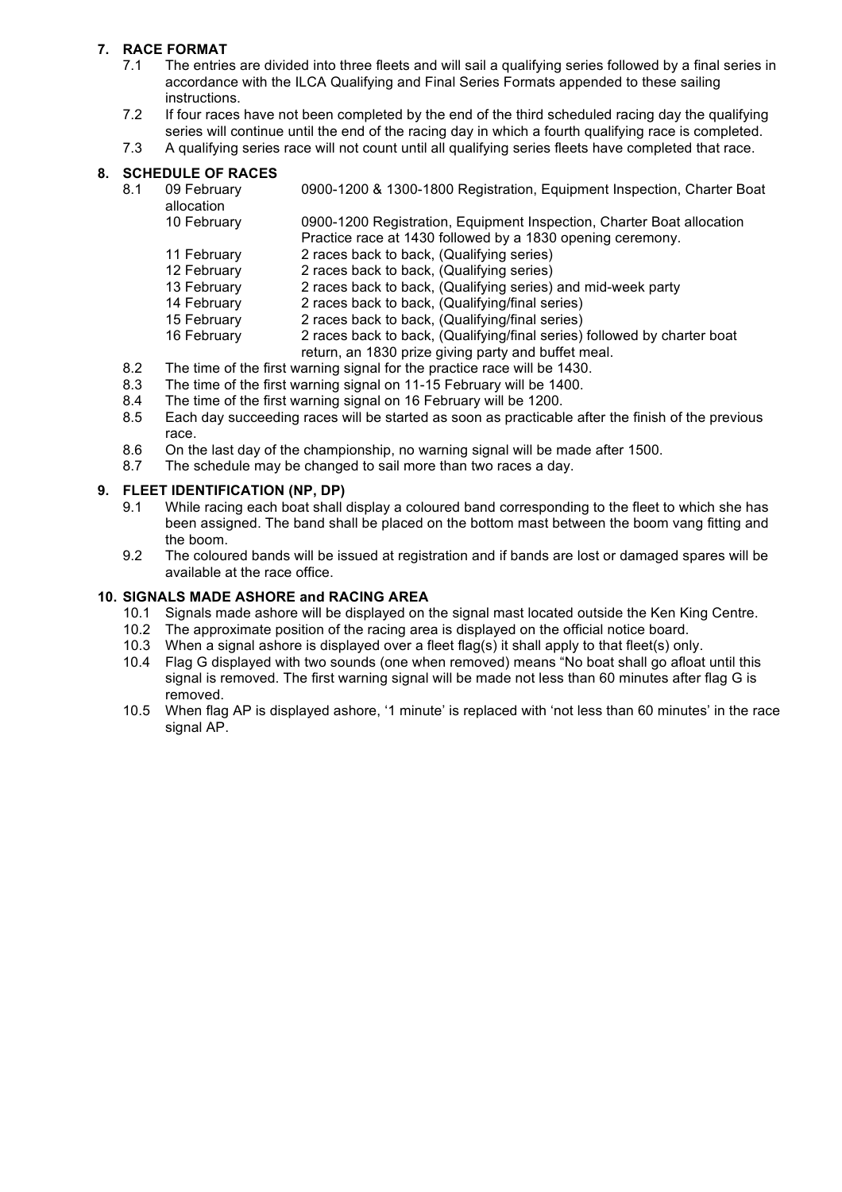## 7. RACE FORMAT

7.1 The entries are divided into three fleets and will sail a qualifying series followed by a final series in accordance with the ILCA Qualifying and Final Series Formats appended to these sailing instructions.

7.2 If four races have not been completed by the end of the third scheduled racing day the qualifying series will continue until the end of the racing day in which a fourth qualifying race is completed.

7.3 A qualifying series race will not count until all qualifying series fleets have completed that race.

## 8. SCHEDULE OF RACES

8.1

| | |
|---|---|
| 09 February | 0900-1200 & 1300-1800 Registration, Equipment Inspection, Charter Boat allocation |
| 10 February | 0900-1200 Registration, Equipment Inspection, Charter Boat allocation Practice race at 1430 followed by a 1830 opening ceremony. |
| 11 February | 2 races back to back, (Qualifying series) |
| 12 February | 2 races back to back, (Qualifying series) |
| 13 February | 2 races back to back, (Qualifying series) and mid-week party |
| 14 February | 2 races back to back, (Qualifying/final series) |
| 15 February | 2 races back to back, (Qualifying/final series) |
| 16 February | 2 races back to back, (Qualifying/final series) followed by charter boat return, an 1830 prize giving party and buffet meal. |

8.2 The time of the first warning signal for the practice race will be 1430.

8.3 The time of the first warning signal on 11-15 February will be 1400.

8.4 The time of the first warning signal on 16 February will be 1200.

8.5 Each day succeeding races will be started as soon as practicable after the finish of the previous race.

8.6 On the last day of the championship, no warning signal will be made after 1500.

8.7 The schedule may be changed to sail more than two races a day.

## 9. FLEET IDENTIFICATION (NP, DP)

9.1 While racing each boat shall display a coloured band corresponding to the fleet to which she has been assigned. The band shall be placed on the bottom mast between the boom vang fitting and the boom.

9.2 The coloured bands will be issued at registration and if bands are lost or damaged spares will be available at the race office.

## 10. SIGNALS MADE ASHORE and RACING AREA

10.1 Signals made ashore will be displayed on the signal mast located outside the Ken King Centre.

10.2 The approximate position of the racing area is displayed on the official notice board.

10.3 When a signal ashore is displayed over a fleet flag(s) it shall apply to that fleet(s) only.

10.4 Flag G displayed with two sounds (one when removed) means "No boat shall go afloat until this signal is removed. The first warning signal will be made not less than 60 minutes after flag G is removed.

10.5 When flag AP is displayed ashore, '1 minute' is replaced with 'not less than 60 minutes' in the race signal AP.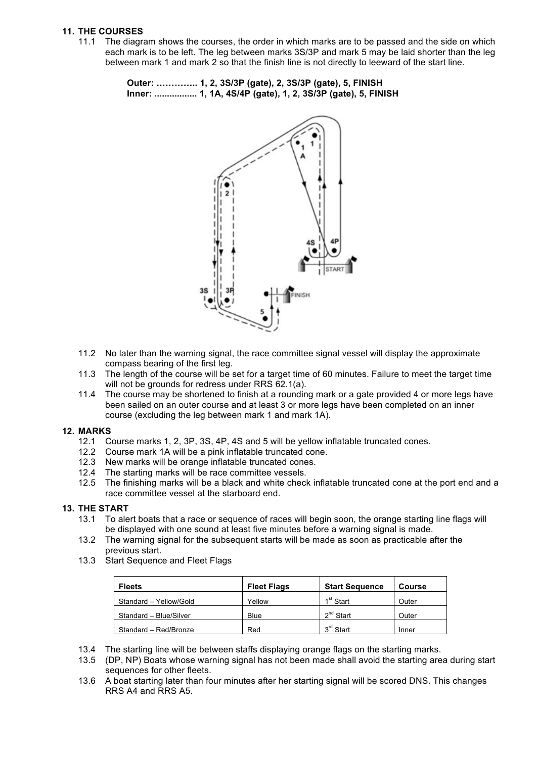## 11. THE COURSES

11.1 The diagram shows the courses, the order in which marks are to be passed and the side on which each mark is to be left. The leg between marks 3S/3P and mark 5 may be laid shorter than the leg between mark 1 and mark 2 so that the finish line is not directly to leeward of the start line.

**Outer: ………….. 1, 2, 3S/3P (gate), 2, 3S/3P (gate), 5, FINISH**
**Inner: ................ 1, 1A, 4S/4P (gate), 1, 2, 3S/3P (gate), 5, FINISH**

11.2 No later than the warning signal, the race committee signal vessel will display the approximate compass bearing of the first leg.

11.3 The length of the course will be set for a target time of 60 minutes. Failure to meet the target time will not be grounds for redress under RRS 62.1(a).

11.4 The course may be shortened to finish at a rounding mark or a gate provided 4 or more legs have been sailed on an outer course and at least 3 or more legs have been completed on an inner course (excluding the leg between mark 1 and mark 1A).

## 12. MARKS

12.1 Course marks 1, 2, 3P, 3S, 4P, 4S and 5 will be yellow inflatable truncated cones.

12.2 Course mark 1A will be a pink inflatable truncated cone.

12.3 New marks will be orange inflatable truncated cones.

12.4 The starting marks will be race committee vessels.

12.5 The finishing marks will be a black and white check inflatable truncated cone at the port end and a race committee vessel at the starboard end.

## 13. THE START

13.1 To alert boats that a race or sequence of races will begin soon, the orange starting line flags will be displayed with one sound at least five minutes before a warning signal is made.

13.2 The warning signal for the subsequent starts will be made as soon as practicable after the previous start.

13.3 Start Sequence and Fleet Flags

| Fleets | Fleet Flags | Start Sequence | Course |
|---|---|---|---|
| Standard – Yellow/Gold | Yellow | 1st Start | Outer |
| Standard – Blue/Silver | Blue | 2nd Start | Outer |
| Standard – Red/Bronze | Red | 3rd Start | Inner |

13.4 The starting line will be between staffs displaying orange flags on the starting marks.

13.5 (DP, NP) Boats whose warning signal has not been made shall avoid the starting area during start sequences for other fleets.

13.6 A boat starting later than four minutes after her starting signal will be scored DNS. This changes RRS A4 and RRS A5.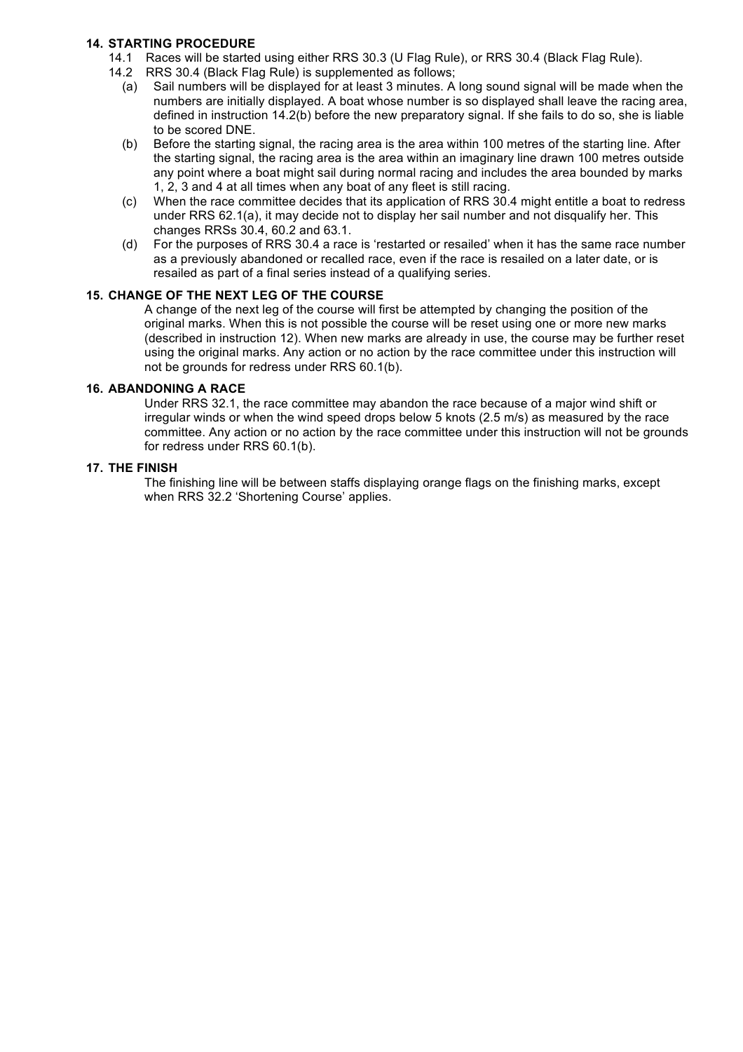## 14. STARTING PROCEDURE

14.1 Races will be started using either RRS 30.3 (U Flag Rule), or RRS 30.4 (Black Flag Rule).

14.2 RRS 30.4 (Black Flag Rule) is supplemented as follows;

(a) Sail numbers will be displayed for at least 3 minutes. A long sound signal will be made when the numbers are initially displayed. A boat whose number is so displayed shall leave the racing area, defined in instruction 14.2(b) before the new preparatory signal. If she fails to do so, she is liable to be scored DNE.

(b) Before the starting signal, the racing area is the area within 100 metres of the starting line. After the starting signal, the racing area is the area within an imaginary line drawn 100 metres outside any point where a boat might sail during normal racing and includes the area bounded by marks 1, 2, 3 and 4 at all times when any boat of any fleet is still racing.

(c) When the race committee decides that its application of RRS 30.4 might entitle a boat to redress under RRS 62.1(a), it may decide not to display her sail number and not disqualify her. This changes RRSs 30.4, 60.2 and 63.1.

(d) For the purposes of RRS 30.4 a race is 'restarted or resailed' when it has the same race number as a previously abandoned or recalled race, even if the race is resailed on a later date, or is resailed as part of a final series instead of a qualifying series.

## 15. CHANGE OF THE NEXT LEG OF THE COURSE

A change of the next leg of the course will first be attempted by changing the position of the original marks. When this is not possible the course will be reset using one or more new marks (described in instruction 12). When new marks are already in use, the course may be further reset using the original marks. Any action or no action by the race committee under this instruction will not be grounds for redress under RRS 60.1(b).

## 16. ABANDONING A RACE

Under RRS 32.1, the race committee may abandon the race because of a major wind shift or irregular winds or when the wind speed drops below 5 knots (2.5 m/s) as measured by the race committee. Any action or no action by the race committee under this instruction will not be grounds for redress under RRS 60.1(b).

## 17. THE FINISH

The finishing line will be between staffs displaying orange flags on the finishing marks, except when RRS 32.2 'Shortening Course' applies.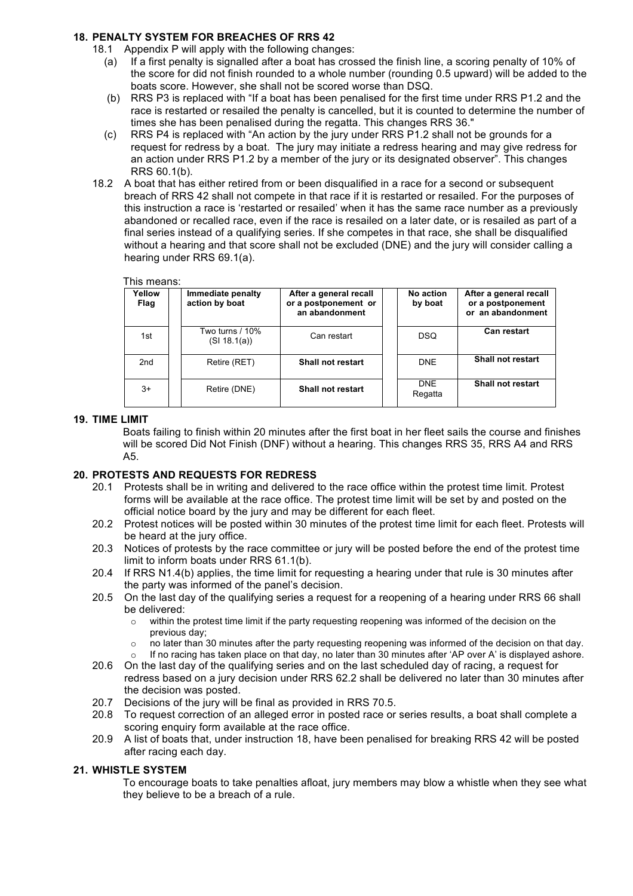## 18. PENALTY SYSTEM FOR BREACHES OF RRS 42

18.1 Appendix P will apply with the following changes:

(a) If a first penalty is signalled after a boat has crossed the finish line, a scoring penalty of 10% of the score for did not finish rounded to a whole number (rounding 0.5 upward) will be added to the boats score. However, she shall not be scored worse than DSQ.

(b) RRS P3 is replaced with "If a boat has been penalised for the first time under RRS P1.2 and the race is restarted or resailed the penalty is cancelled, but it is counted to determine the number of times she has been penalised during the regatta. This changes RRS 36."

(c) RRS P4 is replaced with "An action by the jury under RRS P1.2 shall not be grounds for a request for redress by a boat. The jury may initiate a redress hearing and may give redress for an action under RRS P1.2 by a member of the jury or its designated observer". This changes RRS 60.1(b).

18.2 A boat that has either retired from or been disqualified in a race for a second or subsequent breach of RRS 42 shall not compete in that race if it is restarted or resailed. For the purposes of this instruction a race is 'restarted or resailed' when it has the same race number as a previously abandoned or recalled race, even if the race is resailed on a later date, or is resailed as part of a final series instead of a qualifying series. If she competes in that race, she shall be disqualified without a hearing and that score shall not be excluded (DNE) and the jury will consider calling a hearing under RRS 69.1(a).

This means:

| Yellow Flag | Immediate penalty action by boat | After a general recall or a postponement or an abandonment | No action by boat | After a general recall or a postponement or an abandonment |
|---|---|---|---|---|
| 1st | Two turns / 10% (SI 18.1(a)) | Can restart | DSQ | **Can restart** |
| 2nd | Retire (RET) | **Shall not restart** | DNE | **Shall not restart** |
| 3+ | Retire (DNE) | **Shall not restart** | DNE Regatta | **Shall not restart** |

## 19. TIME LIMIT

Boats failing to finish within 20 minutes after the first boat in her fleet sails the course and finishes will be scored Did Not Finish (DNF) without a hearing. This changes RRS 35, RRS A4 and RRS A5.

## 20. PROTESTS AND REQUESTS FOR REDRESS

20.1 Protests shall be in writing and delivered to the race office within the protest time limit. Protest forms will be available at the race office. The protest time limit will be set by and posted on the official notice board by the jury and may be different for each fleet.

20.2 Protest notices will be posted within 30 minutes of the protest time limit for each fleet. Protests will be heard at the jury office.

20.3 Notices of protests by the race committee or jury will be posted before the end of the protest time limit to inform boats under RRS 61.1(b).

20.4 If RRS N1.4(b) applies, the time limit for requesting a hearing under that rule is 30 minutes after the party was informed of the panel's decision.

20.5 On the last day of the qualifying series a request for a reopening of a hearing under RRS 66 shall be delivered:

- within the protest time limit if the party requesting reopening was informed of the decision on the previous day;
- no later than 30 minutes after the party requesting reopening was informed of the decision on that day.
- If no racing has taken place on that day, no later than 30 minutes after 'AP over A' is displayed ashore.

20.6 On the last day of the qualifying series and on the last scheduled day of racing, a request for redress based on a jury decision under RRS 62.2 shall be delivered no later than 30 minutes after the decision was posted.

20.7 Decisions of the jury will be final as provided in RRS 70.5.

20.8 To request correction of an alleged error in posted race or series results, a boat shall complete a scoring enquiry form available at the race office.

20.9 A list of boats that, under instruction 18, have been penalised for breaking RRS 42 will be posted after racing each day.

## 21. WHISTLE SYSTEM

To encourage boats to take penalties afloat, jury members may blow a whistle when they see what they believe to be a breach of a rule.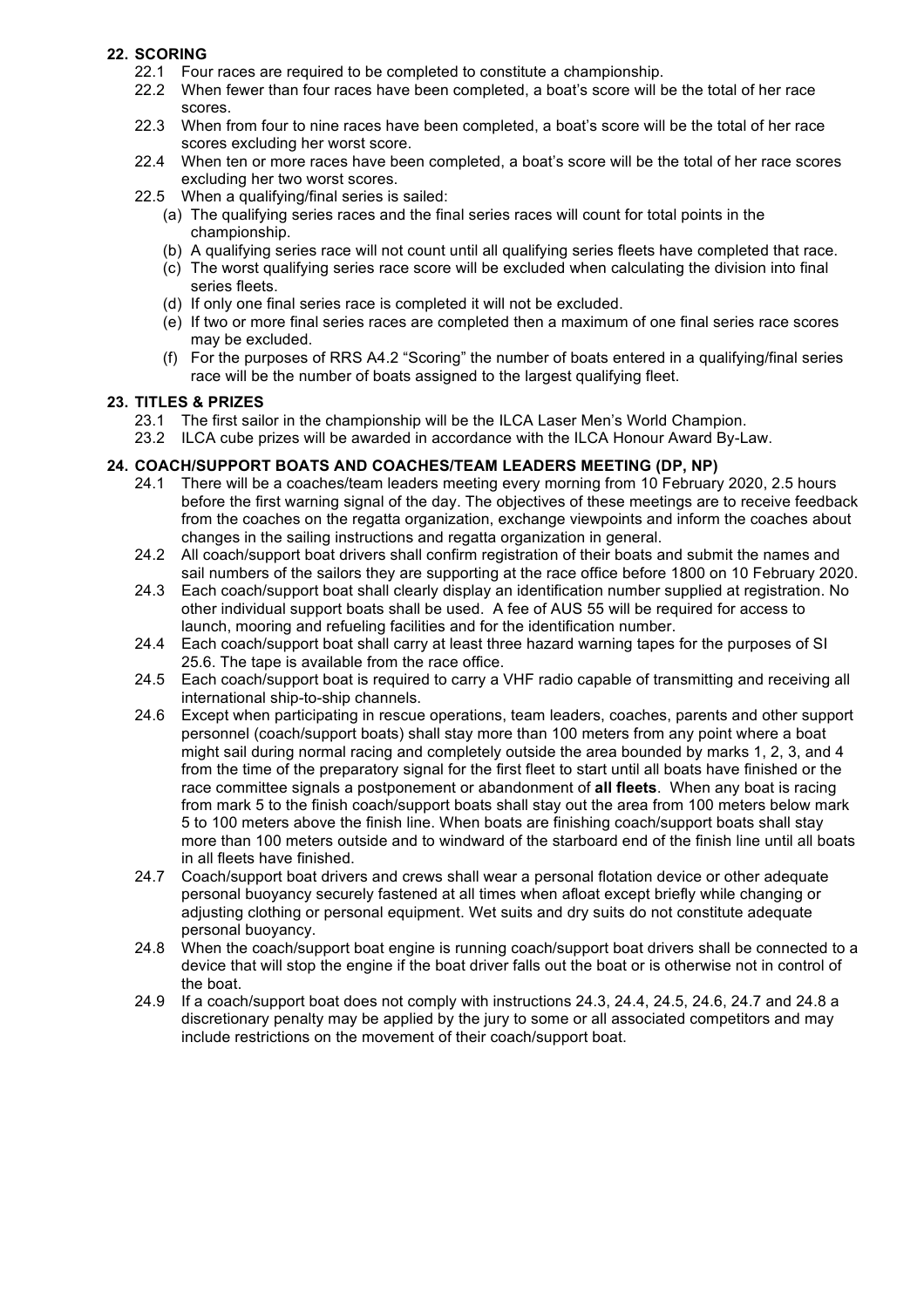## 22. SCORING

22.1 Four races are required to be completed to constitute a championship.

22.2 When fewer than four races have been completed, a boat's score will be the total of her race scores.

22.3 When from four to nine races have been completed, a boat's score will be the total of her race scores excluding her worst score.

22.4 When ten or more races have been completed, a boat's score will be the total of her race scores excluding her two worst scores.

22.5 When a qualifying/final series is sailed:

(a) The qualifying series races and the final series races will count for total points in the championship.

(b) A qualifying series race will not count until all qualifying series fleets have completed that race.

(c) The worst qualifying series race score will be excluded when calculating the division into final series fleets.

(d) If only one final series race is completed it will not be excluded.

(e) If two or more final series races are completed then a maximum of one final series race scores may be excluded.

(f) For the purposes of RRS A4.2 "Scoring" the number of boats entered in a qualifying/final series race will be the number of boats assigned to the largest qualifying fleet.

## 23. TITLES & PRIZES

23.1 The first sailor in the championship will be the ILCA Laser Men's World Champion.

23.2 ILCA cube prizes will be awarded in accordance with the ILCA Honour Award By-Law.

## 24. COACH/SUPPORT BOATS AND COACHES/TEAM LEADERS MEETING (DP, NP)

24.1 There will be a coaches/team leaders meeting every morning from 10 February 2020, 2.5 hours before the first warning signal of the day. The objectives of these meetings are to receive feedback from the coaches on the regatta organization, exchange viewpoints and inform the coaches about changes in the sailing instructions and regatta organization in general.

24.2 All coach/support boat drivers shall confirm registration of their boats and submit the names and sail numbers of the sailors they are supporting at the race office before 1800 on 10 February 2020.

24.3 Each coach/support boat shall clearly display an identification number supplied at registration. No other individual support boats shall be used. A fee of AUS 55 will be required for access to launch, mooring and refueling facilities and for the identification number.

24.4 Each coach/support boat shall carry at least three hazard warning tapes for the purposes of SI 25.6. The tape is available from the race office.

24.5 Each coach/support boat is required to carry a VHF radio capable of transmitting and receiving all international ship-to-ship channels.

24.6 Except when participating in rescue operations, team leaders, coaches, parents and other support personnel (coach/support boats) shall stay more than 100 meters from any point where a boat might sail during normal racing and completely outside the area bounded by marks 1, 2, 3, and 4 from the time of the preparatory signal for the first fleet to start until all boats have finished or the race committee signals a postponement or abandonment of **all fleets**. When any boat is racing from mark 5 to the finish coach/support boats shall stay out the area from 100 meters below mark 5 to 100 meters above the finish line. When boats are finishing coach/support boats shall stay more than 100 meters outside and to windward of the starboard end of the finish line until all boats in all fleets have finished.

24.7 Coach/support boat drivers and crews shall wear a personal flotation device or other adequate personal buoyancy securely fastened at all times when afloat except briefly while changing or adjusting clothing or personal equipment. Wet suits and dry suits do not constitute adequate personal buoyancy.

24.8 When the coach/support boat engine is running coach/support boat drivers shall be connected to a device that will stop the engine if the boat driver falls out the boat or is otherwise not in control of the boat.

24.9 If a coach/support boat does not comply with instructions 24.3, 24.4, 24.5, 24.6, 24.7 and 24.8 a discretionary penalty may be applied by the jury to some or all associated competitors and may include restrictions on the movement of their coach/support boat.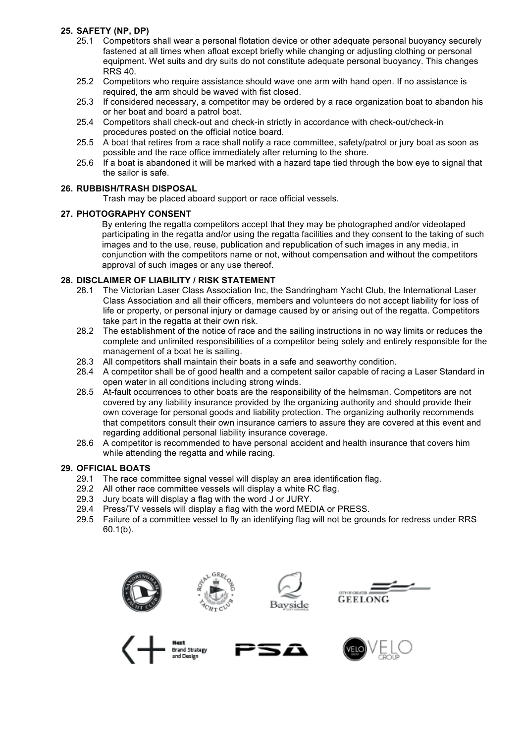## 25. SAFETY (NP, DP)

25.1 Competitors shall wear a personal flotation device or other adequate personal buoyancy securely fastened at all times when afloat except briefly while changing or adjusting clothing or personal equipment. Wet suits and dry suits do not constitute adequate personal buoyancy. This changes RRS 40.

25.2 Competitors who require assistance should wave one arm with hand open. If no assistance is required, the arm should be waved with fist closed.

25.3 If considered necessary, a competitor may be ordered by a race organization boat to abandon his or her boat and board a patrol boat.

25.4 Competitors shall check-out and check-in strictly in accordance with check-out/check-in procedures posted on the official notice board.

25.5 A boat that retires from a race shall notify a race committee, safety/patrol or jury boat as soon as possible and the race office immediately after returning to the shore.

25.6 If a boat is abandoned it will be marked with a hazard tape tied through the bow eye to signal that the sailor is safe.

## 26. RUBBISH/TRASH DISPOSAL

Trash may be placed aboard support or race official vessels.

## 27. PHOTOGRAPHY CONSENT

By entering the regatta competitors accept that they may be photographed and/or videotaped participating in the regatta and/or using the regatta facilities and they consent to the taking of such images and to the use, reuse, publication and republication of such images in any media, in conjunction with the competitors name or not, without compensation and without the competitors approval of such images or any use thereof.

## 28. DISCLAIMER OF LIABILITY / RISK STATEMENT

28.1 The Victorian Laser Class Association Inc, the Sandringham Yacht Club, the International Laser Class Association and all their officers, members and volunteers do not accept liability for loss of life or property, or personal injury or damage caused by or arising out of the regatta. Competitors take part in the regatta at their own risk.

28.2 The establishment of the notice of race and the sailing instructions in no way limits or reduces the complete and unlimited responsibilities of a competitor being solely and entirely responsible for the management of a boat he is sailing.

28.3 All competitors shall maintain their boats in a safe and seaworthy condition.

28.4 A competitor shall be of good health and a competent sailor capable of racing a Laser Standard in open water in all conditions including strong winds.

28.5 At-fault occurrences to other boats are the responsibility of the helmsman. Competitors are not covered by any liability insurance provided by the organizing authority and should provide their own coverage for personal goods and liability protection. The organizing authority recommends that competitors consult their own insurance carriers to assure they are covered at this event and regarding additional personal liability insurance coverage.

28.6 A competitor is recommended to have personal accident and health insurance that covers him while attending the regatta and while racing.

## 29. OFFICIAL BOATS

29.1 The race committee signal vessel will display an area identification flag.

29.2 All other race committee vessels will display a white RC flag.

29.3 Jury boats will display a flag with the word J or JURY.

29.4 Press/TV vessels will display a flag with the word MEDIA or PRESS.

29.5 Failure of a committee vessel to fly an identifying flag will not be grounds for redress under RRS 60.1(b).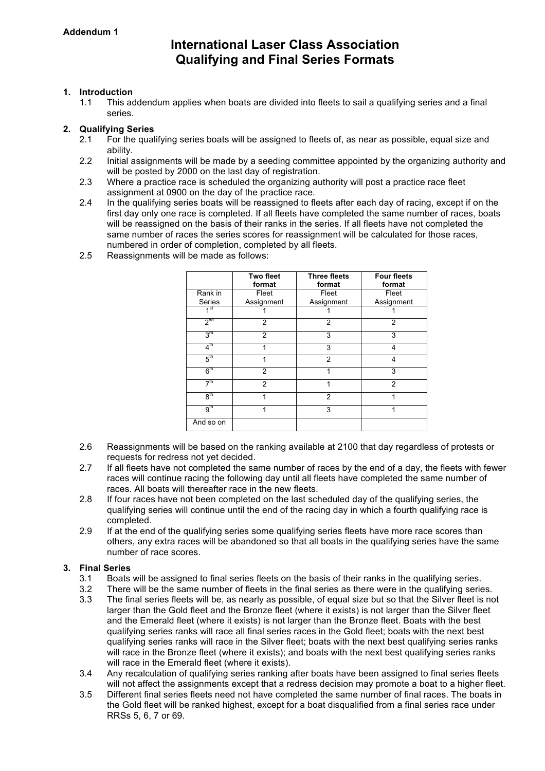**Addendum 1**

# International Laser Class Association Qualifying and Final Series Formats

## 1. Introduction

1.1 This addendum applies when boats are divided into fleets to sail a qualifying series and a final series.

## 2. Qualifying Series

2.1 For the qualifying series boats will be assigned to fleets of, as near as possible, equal size and ability.

2.2 Initial assignments will be made by a seeding committee appointed by the organizing authority and will be posted by 2000 on the last day of registration.

2.3 Where a practice race is scheduled the organizing authority will post a practice race fleet assignment at 0900 on the day of the practice race.

2.4 In the qualifying series boats will be reassigned to fleets after each day of racing, except if on the first day only one race is completed. If all fleets have completed the same number of races, boats will be reassigned on the basis of their ranks in the series. If all fleets have not completed the same number of races the series scores for reassignment will be calculated for those races, numbered in order of completion, completed by all fleets.

2.5 Reassignments will be made as follows:

| | Two fleet format | Three fleets format | Four fleets format |
|---|---|---|---|
| Rank in Series | Fleet Assignment | Fleet Assignment | Fleet Assignment |
| 1st | 1 | 1 | 1 |
| 2nd | 2 | 2 | 2 |
| 3rd | 2 | 3 | 3 |
| 4th | 1 | 3 | 4 |
| 5th | 1 | 2 | 4 |
| 6th | 2 | 1 | 3 |
| 7th | 2 | 1 | 2 |
| 8th | 1 | 2 | 1 |
| 9th | 1 | 3 | 1 |
| And so on | | | |

2.6 Reassignments will be based on the ranking available at 2100 that day regardless of protests or requests for redress not yet decided.

2.7 If all fleets have not completed the same number of races by the end of a day, the fleets with fewer races will continue racing the following day until all fleets have completed the same number of races. All boats will thereafter race in the new fleets.

2.8 If four races have not been completed on the last scheduled day of the qualifying series, the qualifying series will continue until the end of the racing day in which a fourth qualifying race is completed.

2.9 If at the end of the qualifying series some qualifying series fleets have more race scores than others, any extra races will be abandoned so that all boats in the qualifying series have the same number of race scores.

## 3. Final Series

3.1 Boats will be assigned to final series fleets on the basis of their ranks in the qualifying series.

3.2 There will be the same number of fleets in the final series as there were in the qualifying series.

3.3 The final series fleets will be, as nearly as possible, of equal size but so that the Silver fleet is not larger than the Gold fleet and the Bronze fleet (where it exists) is not larger than the Silver fleet and the Emerald fleet (where it exists) is not larger than the Bronze fleet. Boats with the best qualifying series ranks will race all final series races in the Gold fleet; boats with the next best qualifying series ranks will race in the Silver fleet; boats with the next best qualifying series ranks will race in the Bronze fleet (where it exists); and boats with the next best qualifying series ranks will race in the Emerald fleet (where it exists).

3.4 Any recalculation of qualifying series ranking after boats have been assigned to final series fleets will not affect the assignments except that a redress decision may promote a boat to a higher fleet.

3.5 Different final series fleets need not have completed the same number of final races. The boats in the Gold fleet will be ranked highest, except for a boat disqualified from a final series race under RRSs 5, 6, 7 or 69.